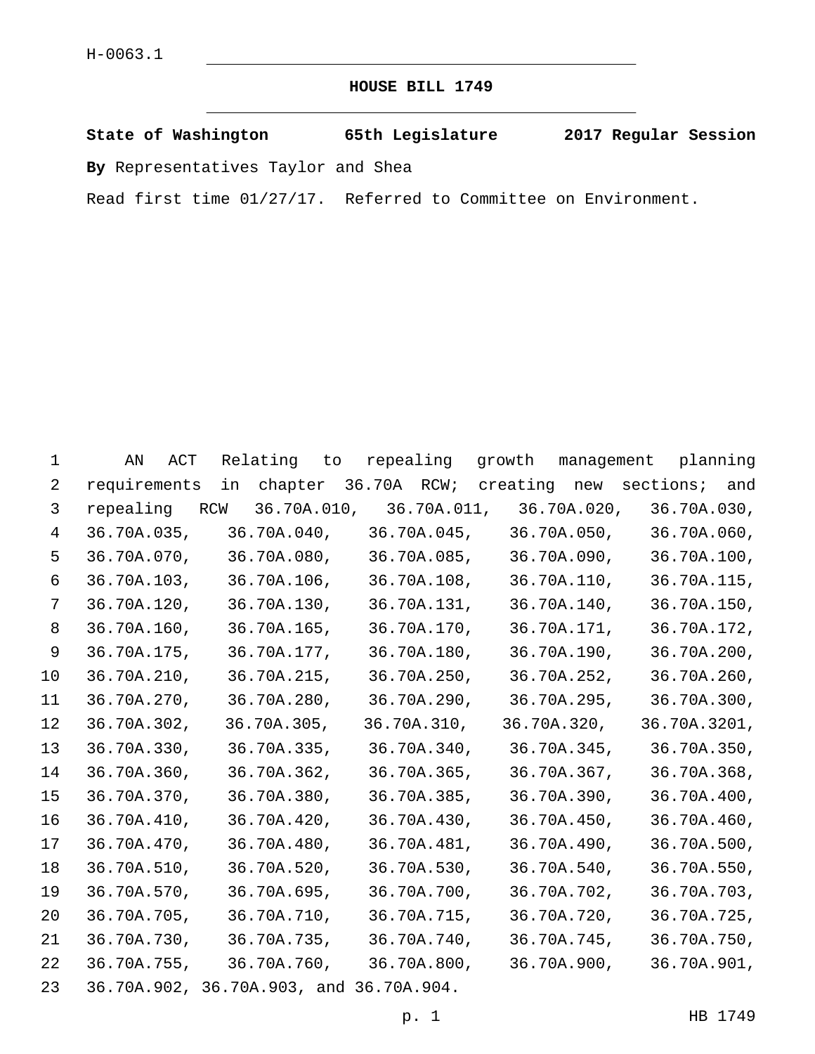H-0063.1

# HOUSE BILL 1749

**State of Washington 65th Legislature 2017 Regular Session**

**By** Representatives Taylor and Shea

Read first time 01/27/17. Referred to Committee on Environment.

AN ACT Relating to repealing growth management planning requirements in chapter 36.70A RCW; creating new sections; and repealing RCW 36.70A.010, 36.70A.011, 36.70A.020, 36.70A.030, 36.70A.035, 36.70A.040, 36.70A.045, 36.70A.050, 36.70A.060, 36.70A.070, 36.70A.080, 36.70A.085, 36.70A.090, 36.70A.100, 36.70A.103, 36.70A.106, 36.70A.108, 36.70A.110, 36.70A.115, 36.70A.120, 36.70A.130, 36.70A.131, 36.70A.140, 36.70A.150, 36.70A.160, 36.70A.165, 36.70A.170, 36.70A.171, 36.70A.172, 36.70A.175, 36.70A.177, 36.70A.180, 36.70A.190, 36.70A.200, 36.70A.210, 36.70A.215, 36.70A.250, 36.70A.252, 36.70A.260, 36.70A.270, 36.70A.280, 36.70A.290, 36.70A.295, 36.70A.300, 36.70A.302, 36.70A.305, 36.70A.310, 36.70A.320, 36.70A.3201, 36.70A.330, 36.70A.335, 36.70A.340, 36.70A.345, 36.70A.350, 36.70A.360, 36.70A.362, 36.70A.365, 36.70A.367, 36.70A.368, 36.70A.370, 36.70A.380, 36.70A.385, 36.70A.390, 36.70A.400, 36.70A.410, 36.70A.420, 36.70A.430, 36.70A.450, 36.70A.460, 36.70A.470, 36.70A.480, 36.70A.481, 36.70A.490, 36.70A.500, 36.70A.510, 36.70A.520, 36.70A.530, 36.70A.540, 36.70A.550, 36.70A.570, 36.70A.695, 36.70A.700, 36.70A.702, 36.70A.703, 36.70A.705, 36.70A.710, 36.70A.715, 36.70A.720, 36.70A.725, 36.70A.730, 36.70A.735, 36.70A.740, 36.70A.745, 36.70A.750, 36.70A.755, 36.70A.760, 36.70A.800, 36.70A.900, 36.70A.901, 36.70A.902, 36.70A.903, and 36.70A.904.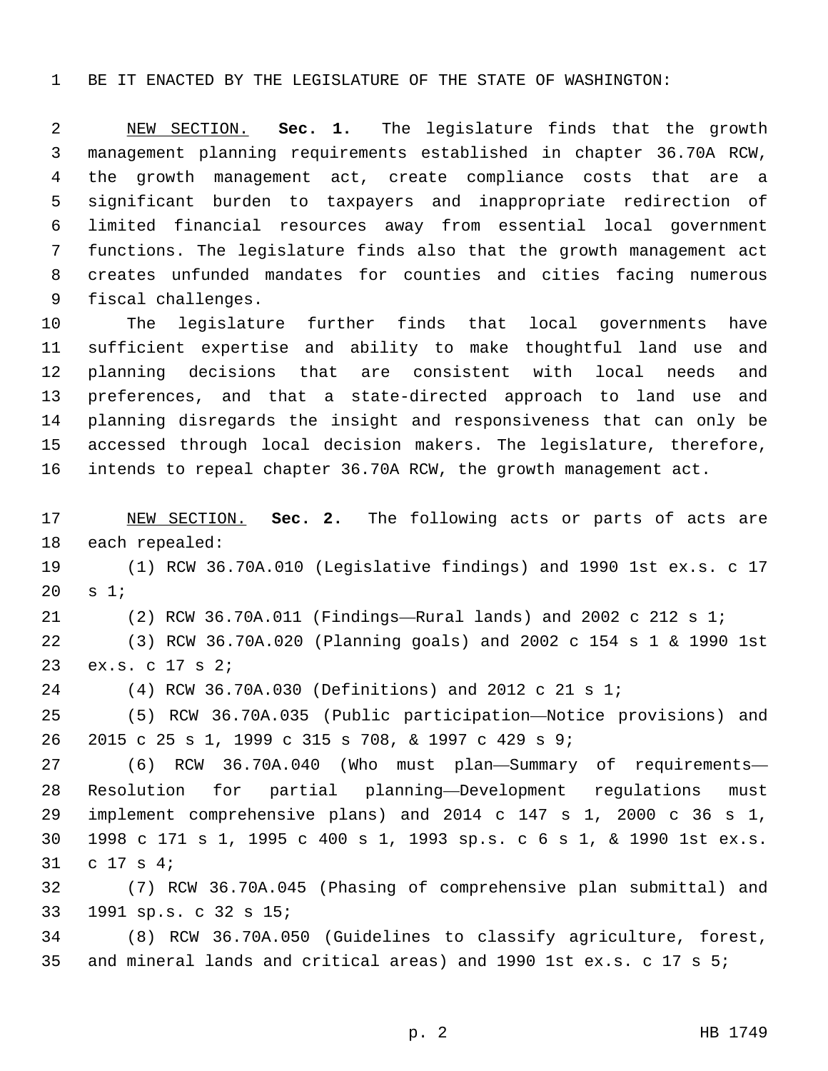BE IT ENACTED BY THE LEGISLATURE OF THE STATE OF WASHINGTON:

NEW SECTION. **Sec. 1.** The legislature finds that the growth management planning requirements established in chapter 36.70A RCW, the growth management act, create compliance costs that are a significant burden to taxpayers and inappropriate redirection of limited financial resources away from essential local government functions. The legislature finds also that the growth management act creates unfunded mandates for counties and cities facing numerous fiscal challenges.

The legislature further finds that local governments have sufficient expertise and ability to make thoughtful land use and planning decisions that are consistent with local needs and preferences, and that a state-directed approach to land use and planning disregards the insight and responsiveness that can only be accessed through local decision makers. The legislature, therefore, intends to repeal chapter 36.70A RCW, the growth management act.

NEW SECTION. **Sec. 2.** The following acts or parts of acts are each repealed:

(1) RCW 36.70A.010 (Legislative findings) and 1990 1st ex.s. c 17 s 1;

(2) RCW 36.70A.011 (Findings—Rural lands) and 2002 c 212 s 1;

(3) RCW 36.70A.020 (Planning goals) and 2002 c 154 s 1 & 1990 1st ex.s. c 17 s 2;

(4) RCW 36.70A.030 (Definitions) and 2012 c 21 s 1;

(5) RCW 36.70A.035 (Public participation—Notice provisions) and 2015 c 25 s 1, 1999 c 315 s 708, & 1997 c 429 s 9;

(6) RCW 36.70A.040 (Who must plan—Summary of requirements—Resolution for partial planning—Development regulations must implement comprehensive plans) and 2014 c 147 s 1, 2000 c 36 s 1, 1998 c 171 s 1, 1995 c 400 s 1, 1993 sp.s. c 6 s 1, & 1990 1st ex.s. c 17 s 4;

(7) RCW 36.70A.045 (Phasing of comprehensive plan submittal) and 1991 sp.s. c 32 s 15;

(8) RCW 36.70A.050 (Guidelines to classify agriculture, forest, and mineral lands and critical areas) and 1990 1st ex.s. c 17 s 5;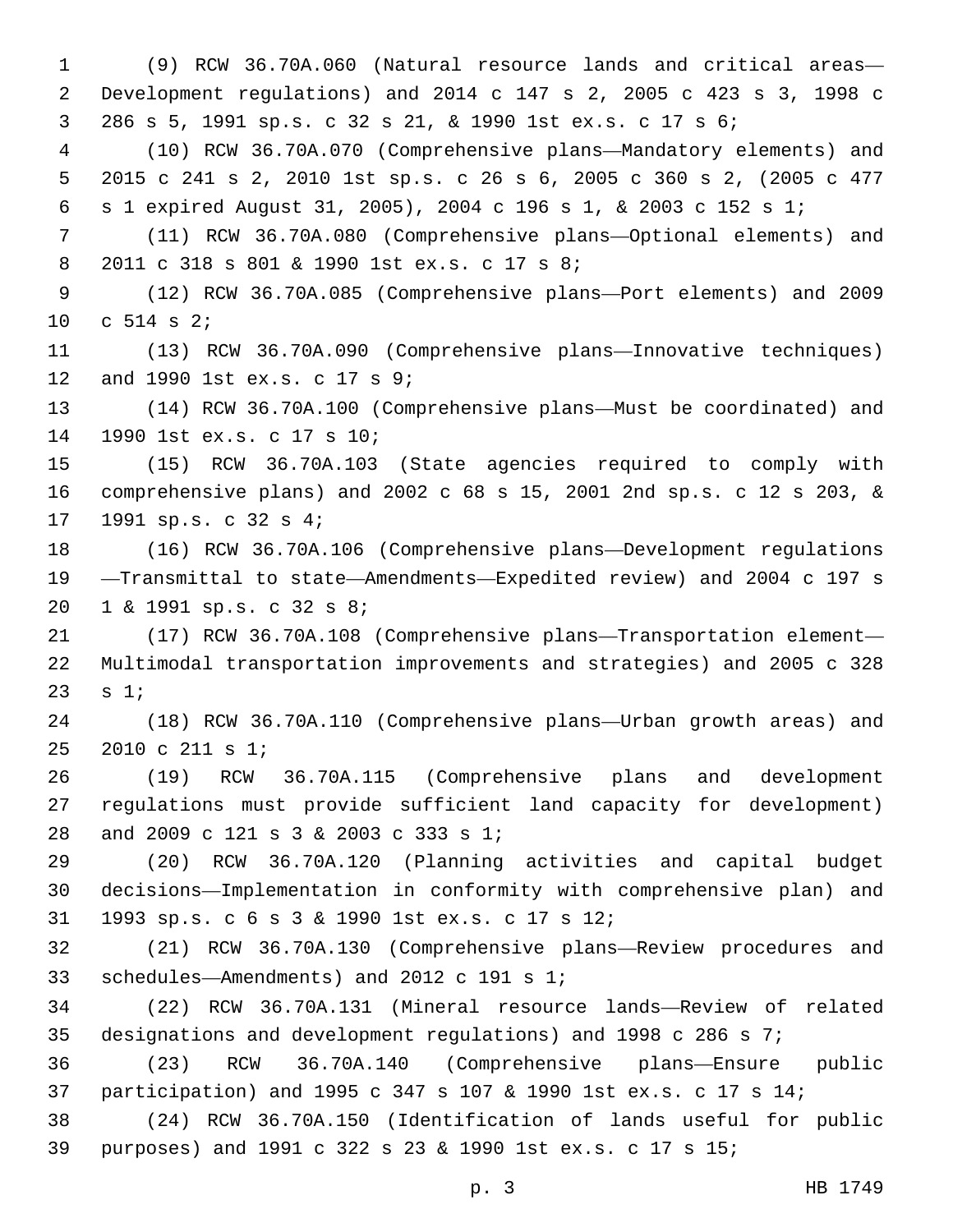(9) RCW 36.70A.060 (Natural resource lands and critical areas—Development regulations) and 2014 c 147 s 2, 2005 c 423 s 3, 1998 c 286 s 5, 1991 sp.s. c 32 s 21, & 1990 1st ex.s. c 17 s 6;

(10) RCW 36.70A.070 (Comprehensive plans—Mandatory elements) and 2015 c 241 s 2, 2010 1st sp.s. c 26 s 6, 2005 c 360 s 2, (2005 c 477 s 1 expired August 31, 2005), 2004 c 196 s 1, & 2003 c 152 s 1;

(11) RCW 36.70A.080 (Comprehensive plans—Optional elements) and 2011 c 318 s 801 & 1990 1st ex.s. c 17 s 8;

(12) RCW 36.70A.085 (Comprehensive plans—Port elements) and 2009 c 514 s 2;

(13) RCW 36.70A.090 (Comprehensive plans—Innovative techniques) and 1990 1st ex.s. c 17 s 9;

(14) RCW 36.70A.100 (Comprehensive plans—Must be coordinated) and 1990 1st ex.s. c 17 s 10;

(15) RCW 36.70A.103 (State agencies required to comply with comprehensive plans) and 2002 c 68 s 15, 2001 2nd sp.s. c 12 s 203, & 1991 sp.s. c 32 s 4;

(16) RCW 36.70A.106 (Comprehensive plans—Development regulations—Transmittal to state—Amendments—Expedited review) and 2004 c 197 s 1 & 1991 sp.s. c 32 s 8;

(17) RCW 36.70A.108 (Comprehensive plans—Transportation element—Multimodal transportation improvements and strategies) and 2005 c 328 s 1;

(18) RCW 36.70A.110 (Comprehensive plans—Urban growth areas) and 2010 c 211 s 1;

(19) RCW 36.70A.115 (Comprehensive plans and development regulations must provide sufficient land capacity for development) and 2009 c 121 s 3 & 2003 c 333 s 1;

(20) RCW 36.70A.120 (Planning activities and capital budget decisions—Implementation in conformity with comprehensive plan) and 1993 sp.s. c 6 s 3 & 1990 1st ex.s. c 17 s 12;

(21) RCW 36.70A.130 (Comprehensive plans—Review procedures and schedules—Amendments) and 2012 c 191 s 1;

(22) RCW 36.70A.131 (Mineral resource lands—Review of related designations and development regulations) and 1998 c 286 s 7;

(23) RCW 36.70A.140 (Comprehensive plans—Ensure public participation) and 1995 c 347 s 107 & 1990 1st ex.s. c 17 s 14;

(24) RCW 36.70A.150 (Identification of lands useful for public purposes) and 1991 c 322 s 23 & 1990 1st ex.s. c 17 s 15;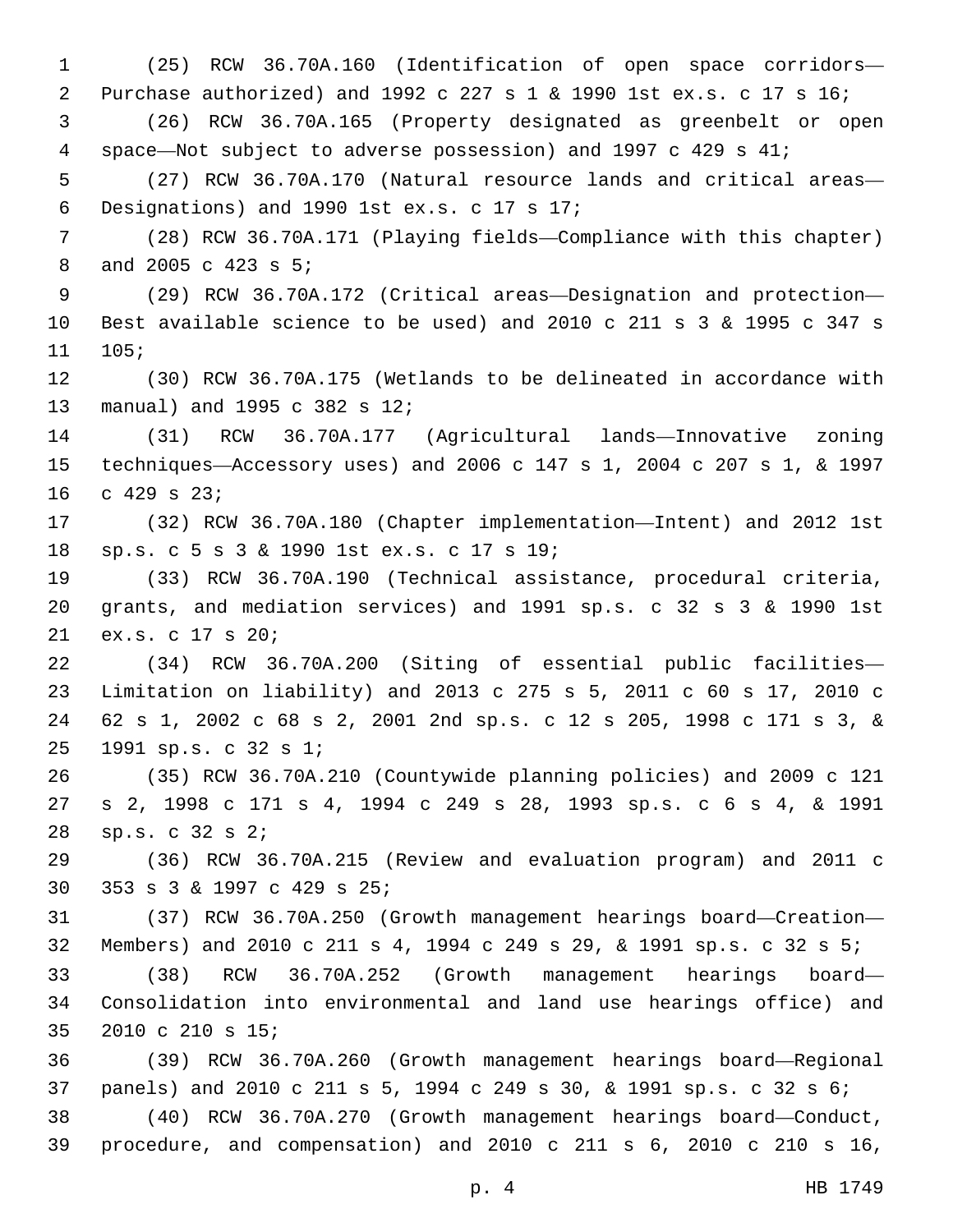(25) RCW 36.70A.160 (Identification of open space corridors—Purchase authorized) and 1992 c 227 s 1 & 1990 1st ex.s. c 17 s 16;

(26) RCW 36.70A.165 (Property designated as greenbelt or open space—Not subject to adverse possession) and 1997 c 429 s 41;

(27) RCW 36.70A.170 (Natural resource lands and critical areas—Designations) and 1990 1st ex.s. c 17 s 17;

(28) RCW 36.70A.171 (Playing fields—Compliance with this chapter) and 2005 c 423 s 5;

(29) RCW 36.70A.172 (Critical areas—Designation and protection—Best available science to be used) and 2010 c 211 s 3 & 1995 c 347 s 105;

(30) RCW 36.70A.175 (Wetlands to be delineated in accordance with manual) and 1995 c 382 s 12;

(31) RCW 36.70A.177 (Agricultural lands—Innovative zoning techniques—Accessory uses) and 2006 c 147 s 1, 2004 c 207 s 1, & 1997 c 429 s 23;

(32) RCW 36.70A.180 (Chapter implementation—Intent) and 2012 1st sp.s. c 5 s 3 & 1990 1st ex.s. c 17 s 19;

(33) RCW 36.70A.190 (Technical assistance, procedural criteria, grants, and mediation services) and 1991 sp.s. c 32 s 3 & 1990 1st ex.s. c 17 s 20;

(34) RCW 36.70A.200 (Siting of essential public facilities—Limitation on liability) and 2013 c 275 s 5, 2011 c 60 s 17, 2010 c 62 s 1, 2002 c 68 s 2, 2001 2nd sp.s. c 12 s 205, 1998 c 171 s 3, & 1991 sp.s. c 32 s 1;

(35) RCW 36.70A.210 (Countywide planning policies) and 2009 c 121 s 2, 1998 c 171 s 4, 1994 c 249 s 28, 1993 sp.s. c 6 s 4, & 1991 sp.s. c 32 s 2;

(36) RCW 36.70A.215 (Review and evaluation program) and 2011 c 353 s 3 & 1997 c 429 s 25;

(37) RCW 36.70A.250 (Growth management hearings board—Creation—Members) and 2010 c 211 s 4, 1994 c 249 s 29, & 1991 sp.s. c 32 s 5;

(38) RCW 36.70A.252 (Growth management hearings board—Consolidation into environmental and land use hearings office) and 2010 c 210 s 15;

(39) RCW 36.70A.260 (Growth management hearings board—Regional panels) and 2010 c 211 s 5, 1994 c 249 s 30, & 1991 sp.s. c 32 s 6;

(40) RCW 36.70A.270 (Growth management hearings board—Conduct, procedure, and compensation) and 2010 c 211 s 6, 2010 c 210 s 16,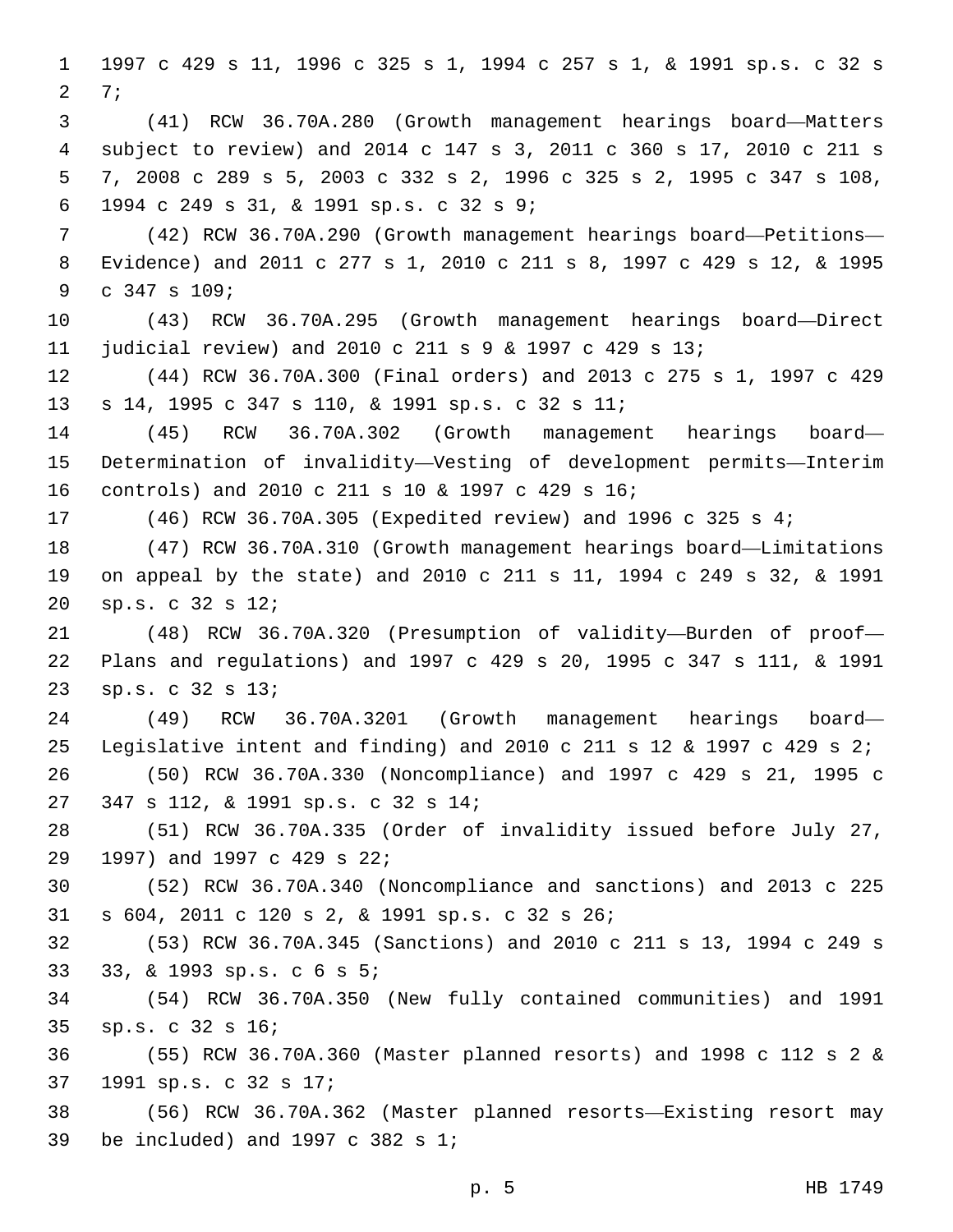1997 c 429 s 11, 1996 c 325 s 1, 1994 c 257 s 1, & 1991 sp.s. c 32 s 7;

(41) RCW 36.70A.280 (Growth management hearings board—Matters subject to review) and 2014 c 147 s 3, 2011 c 360 s 17, 2010 c 211 s 7, 2008 c 289 s 5, 2003 c 332 s 2, 1996 c 325 s 2, 1995 c 347 s 108, 1994 c 249 s 31, & 1991 sp.s. c 32 s 9;

(42) RCW 36.70A.290 (Growth management hearings board—Petitions—Evidence) and 2011 c 277 s 1, 2010 c 211 s 8, 1997 c 429 s 12, & 1995 c 347 s 109;

(43) RCW 36.70A.295 (Growth management hearings board—Direct judicial review) and 2010 c 211 s 9 & 1997 c 429 s 13;

(44) RCW 36.70A.300 (Final orders) and 2013 c 275 s 1, 1997 c 429 s 14, 1995 c 347 s 110, & 1991 sp.s. c 32 s 11;

(45) RCW 36.70A.302 (Growth management hearings board—Determination of invalidity—Vesting of development permits—Interim controls) and 2010 c 211 s 10 & 1997 c 429 s 16;

(46) RCW 36.70A.305 (Expedited review) and 1996 c 325 s 4;

(47) RCW 36.70A.310 (Growth management hearings board—Limitations on appeal by the state) and 2010 c 211 s 11, 1994 c 249 s 32, & 1991 sp.s. c 32 s 12;

(48) RCW 36.70A.320 (Presumption of validity—Burden of proof—Plans and regulations) and 1997 c 429 s 20, 1995 c 347 s 111, & 1991 sp.s. c 32 s 13;

(49) RCW 36.70A.3201 (Growth management hearings board—Legislative intent and finding) and 2010 c 211 s 12 & 1997 c 429 s 2;

(50) RCW 36.70A.330 (Noncompliance) and 1997 c 429 s 21, 1995 c 347 s 112, & 1991 sp.s. c 32 s 14;

(51) RCW 36.70A.335 (Order of invalidity issued before July 27, 1997) and 1997 c 429 s 22;

(52) RCW 36.70A.340 (Noncompliance and sanctions) and 2013 c 225 s 604, 2011 c 120 s 2, & 1991 sp.s. c 32 s 26;

(53) RCW 36.70A.345 (Sanctions) and 2010 c 211 s 13, 1994 c 249 s 33, & 1993 sp.s. c 6 s 5;

(54) RCW 36.70A.350 (New fully contained communities) and 1991 sp.s. c 32 s 16;

(55) RCW 36.70A.360 (Master planned resorts) and 1998 c 112 s 2 & 1991 sp.s. c 32 s 17;

(56) RCW 36.70A.362 (Master planned resorts—Existing resort may be included) and 1997 c 382 s 1;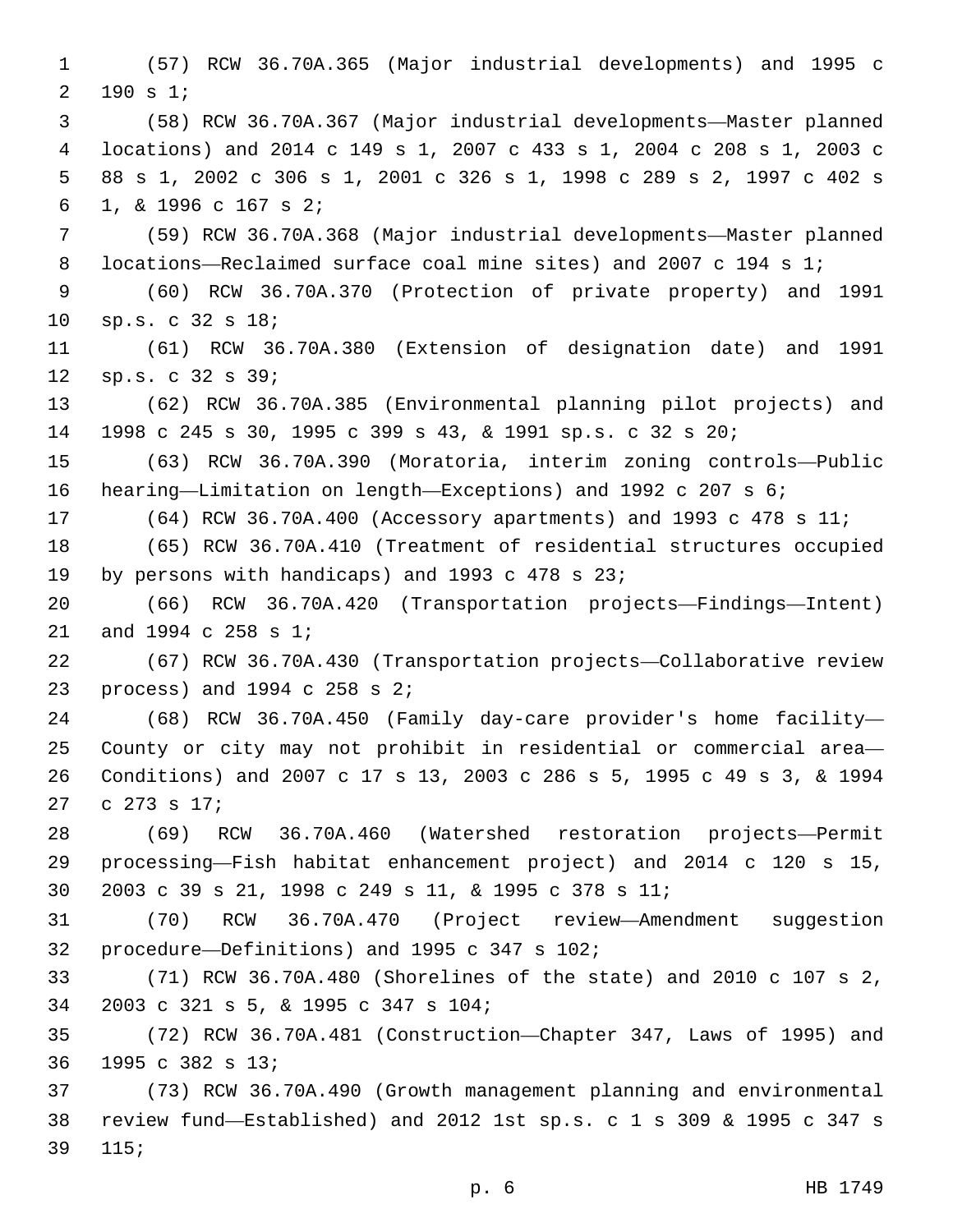(57) RCW 36.70A.365 (Major industrial developments) and 1995 c 190 s 1;

(58) RCW 36.70A.367 (Major industrial developments—Master planned locations) and 2014 c 149 s 1, 2007 c 433 s 1, 2004 c 208 s 1, 2003 c 88 s 1, 2002 c 306 s 1, 2001 c 326 s 1, 1998 c 289 s 2, 1997 c 402 s 1, & 1996 c 167 s 2;

(59) RCW 36.70A.368 (Major industrial developments—Master planned locations—Reclaimed surface coal mine sites) and 2007 c 194 s 1;

(60) RCW 36.70A.370 (Protection of private property) and 1991 sp.s. c 32 s 18;

(61) RCW 36.70A.380 (Extension of designation date) and 1991 sp.s. c 32 s 39;

(62) RCW 36.70A.385 (Environmental planning pilot projects) and 1998 c 245 s 30, 1995 c 399 s 43, & 1991 sp.s. c 32 s 20;

(63) RCW 36.70A.390 (Moratoria, interim zoning controls—Public hearing—Limitation on length—Exceptions) and 1992 c 207 s 6;

(64) RCW 36.70A.400 (Accessory apartments) and 1993 c 478 s 11;

(65) RCW 36.70A.410 (Treatment of residential structures occupied by persons with handicaps) and 1993 c 478 s 23;

(66) RCW 36.70A.420 (Transportation projects—Findings—Intent) and 1994 c 258 s 1;

(67) RCW 36.70A.430 (Transportation projects—Collaborative review process) and 1994 c 258 s 2;

(68) RCW 36.70A.450 (Family day-care provider's home facility—County or city may not prohibit in residential or commercial area—Conditions) and 2007 c 17 s 13, 2003 c 286 s 5, 1995 c 49 s 3, & 1994 c 273 s 17;

(69) RCW 36.70A.460 (Watershed restoration projects—Permit processing—Fish habitat enhancement project) and 2014 c 120 s 15, 2003 c 39 s 21, 1998 c 249 s 11, & 1995 c 378 s 11;

(70) RCW 36.70A.470 (Project review—Amendment suggestion procedure—Definitions) and 1995 c 347 s 102;

(71) RCW 36.70A.480 (Shorelines of the state) and 2010 c 107 s 2, 2003 c 321 s 5, & 1995 c 347 s 104;

(72) RCW 36.70A.481 (Construction—Chapter 347, Laws of 1995) and 1995 c 382 s 13;

(73) RCW 36.70A.490 (Growth management planning and environmental review fund—Established) and 2012 1st sp.s. c 1 s 309 & 1995 c 347 s 115;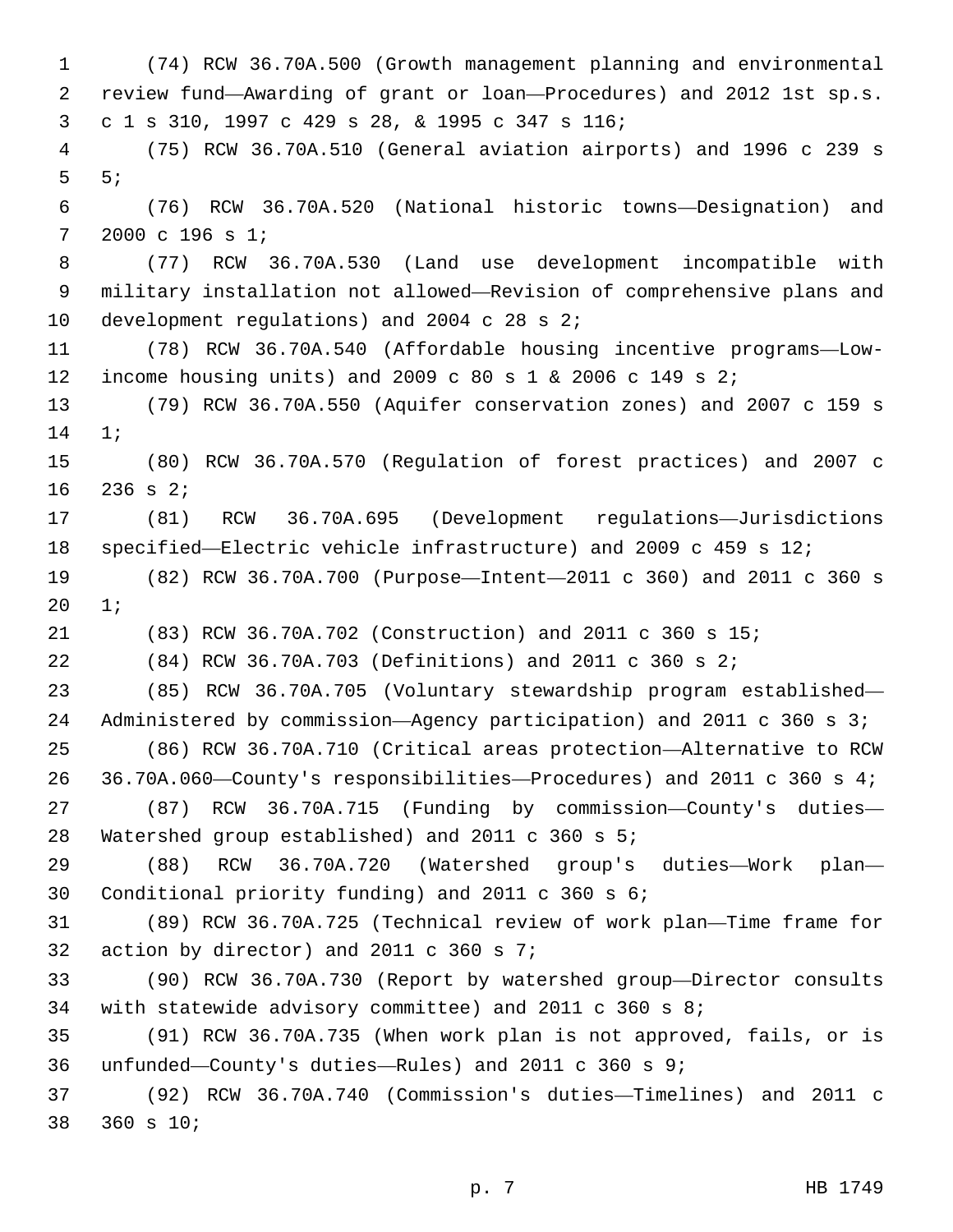(74) RCW 36.70A.500 (Growth management planning and environmental review fund—Awarding of grant or loan—Procedures) and 2012 1st sp.s. c 1 s 310, 1997 c 429 s 28, & 1995 c 347 s 116;

(75) RCW 36.70A.510 (General aviation airports) and 1996 c 239 s 5;

(76) RCW 36.70A.520 (National historic towns—Designation) and 2000 c 196 s 1;

(77) RCW 36.70A.530 (Land use development incompatible with military installation not allowed—Revision of comprehensive plans and development regulations) and 2004 c 28 s 2;

(78) RCW 36.70A.540 (Affordable housing incentive programs—Low-income housing units) and 2009 c 80 s 1 & 2006 c 149 s 2;

(79) RCW 36.70A.550 (Aquifer conservation zones) and 2007 c 159 s 1;

(80) RCW 36.70A.570 (Regulation of forest practices) and 2007 c 236 s 2;

(81) RCW 36.70A.695 (Development regulations—Jurisdictions specified—Electric vehicle infrastructure) and 2009 c 459 s 12;

(82) RCW 36.70A.700 (Purpose—Intent—2011 c 360) and 2011 c 360 s 1;

(83) RCW 36.70A.702 (Construction) and 2011 c 360 s 15;

(84) RCW 36.70A.703 (Definitions) and 2011 c 360 s 2;

(85) RCW 36.70A.705 (Voluntary stewardship program established—Administered by commission—Agency participation) and 2011 c 360 s 3;

(86) RCW 36.70A.710 (Critical areas protection—Alternative to RCW 36.70A.060—County's responsibilities—Procedures) and 2011 c 360 s 4;

(87) RCW 36.70A.715 (Funding by commission—County's duties—Watershed group established) and 2011 c 360 s 5;

(88) RCW 36.70A.720 (Watershed group's duties—Work plan—Conditional priority funding) and 2011 c 360 s 6;

(89) RCW 36.70A.725 (Technical review of work plan—Time frame for action by director) and 2011 c 360 s 7;

(90) RCW 36.70A.730 (Report by watershed group—Director consults with statewide advisory committee) and 2011 c 360 s 8;

(91) RCW 36.70A.735 (When work plan is not approved, fails, or is unfunded—County's duties—Rules) and 2011 c 360 s 9;

(92) RCW 36.70A.740 (Commission's duties—Timelines) and 2011 c 360 s 10;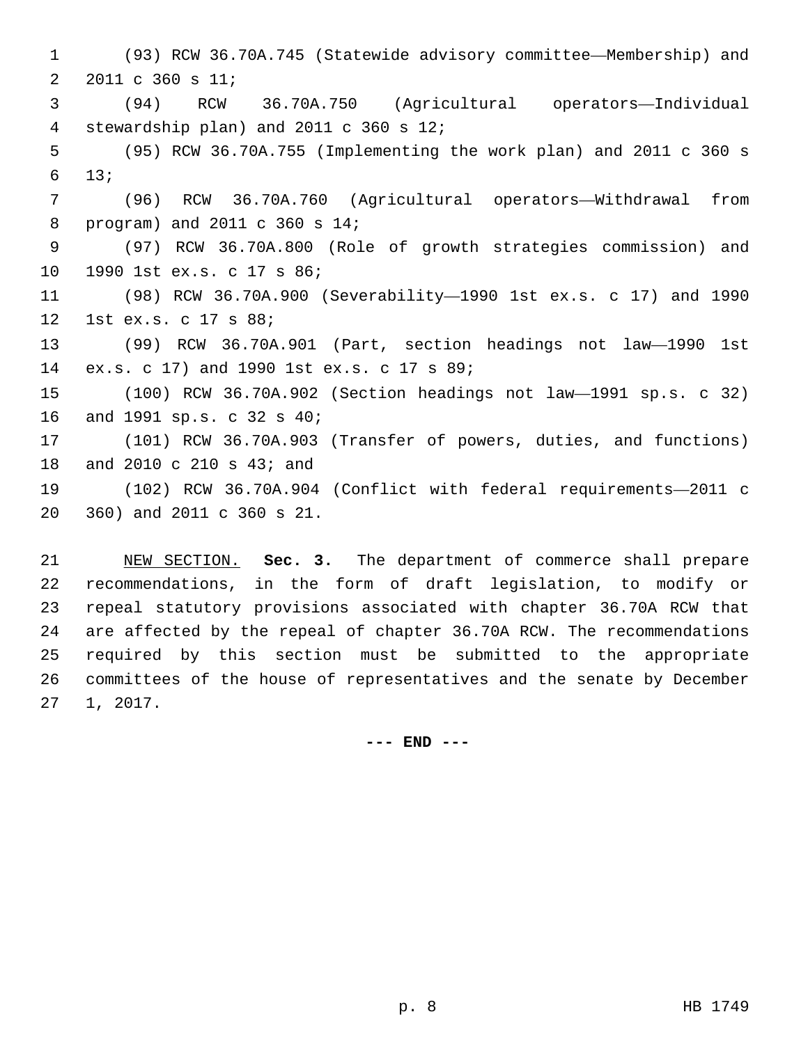(93) RCW 36.70A.745 (Statewide advisory committee—Membership) and 2011 c 360 s 11;

(94) RCW 36.70A.750 (Agricultural operators—Individual stewardship plan) and 2011 c 360 s 12;

(95) RCW 36.70A.755 (Implementing the work plan) and 2011 c 360 s 13;

(96) RCW 36.70A.760 (Agricultural operators—Withdrawal from program) and 2011 c 360 s 14;

(97) RCW 36.70A.800 (Role of growth strategies commission) and 1990 1st ex.s. c 17 s 86;

(98) RCW 36.70A.900 (Severability—1990 1st ex.s. c 17) and 1990 1st ex.s. c 17 s 88;

(99) RCW 36.70A.901 (Part, section headings not law—1990 1st ex.s. c 17) and 1990 1st ex.s. c 17 s 89;

(100) RCW 36.70A.902 (Section headings not law—1991 sp.s. c 32) and 1991 sp.s. c 32 s 40;

(101) RCW 36.70A.903 (Transfer of powers, duties, and functions) and 2010 c 210 s 43; and

(102) RCW 36.70A.904 (Conflict with federal requirements—2011 c 360) and 2011 c 360 s 21.

NEW SECTION. **Sec. 3.** The department of commerce shall prepare recommendations, in the form of draft legislation, to modify or repeal statutory provisions associated with chapter 36.70A RCW that are affected by the repeal of chapter 36.70A RCW. The recommendations required by this section must be submitted to the appropriate committees of the house of representatives and the senate by December 1, 2017.

**--- END ---**